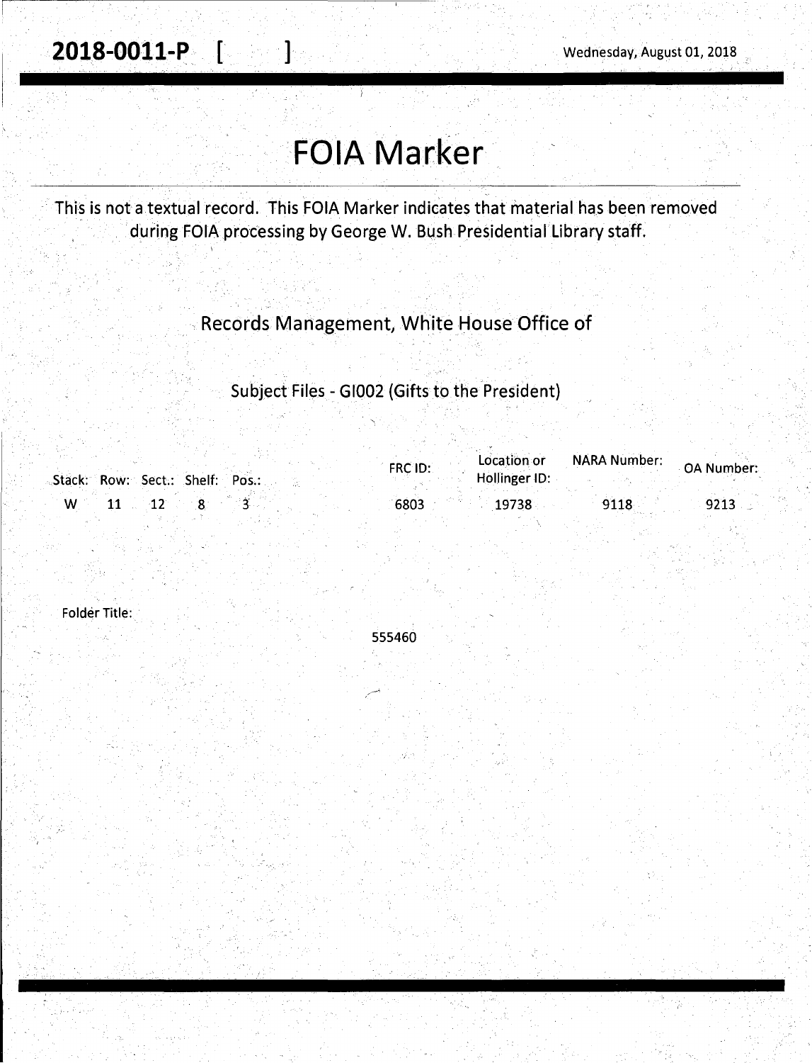**2018-0011-P [ ]** Wednesday, August 01, 2018

# FOIA Marker

This is not a textual record. This FOIA Marker indicates that material has been removed during FOIA processing by George W. Bush Presidential Library staff.

## Records Management, White House Office of

### Subject Files - GI002 (Gifts to the President)

| Stack: | Row: | Sect.: | Shelf: | Pos.: | FRC ID: | Location or Hollinger ID: | NARA Number: | OA Number: |
|---|---|---|---|---|---|---|---|---|
| W | 11 | 12 | 8 | 3 | 6803 | 19738 | 9118 | 9213 |

Folder Title:

555460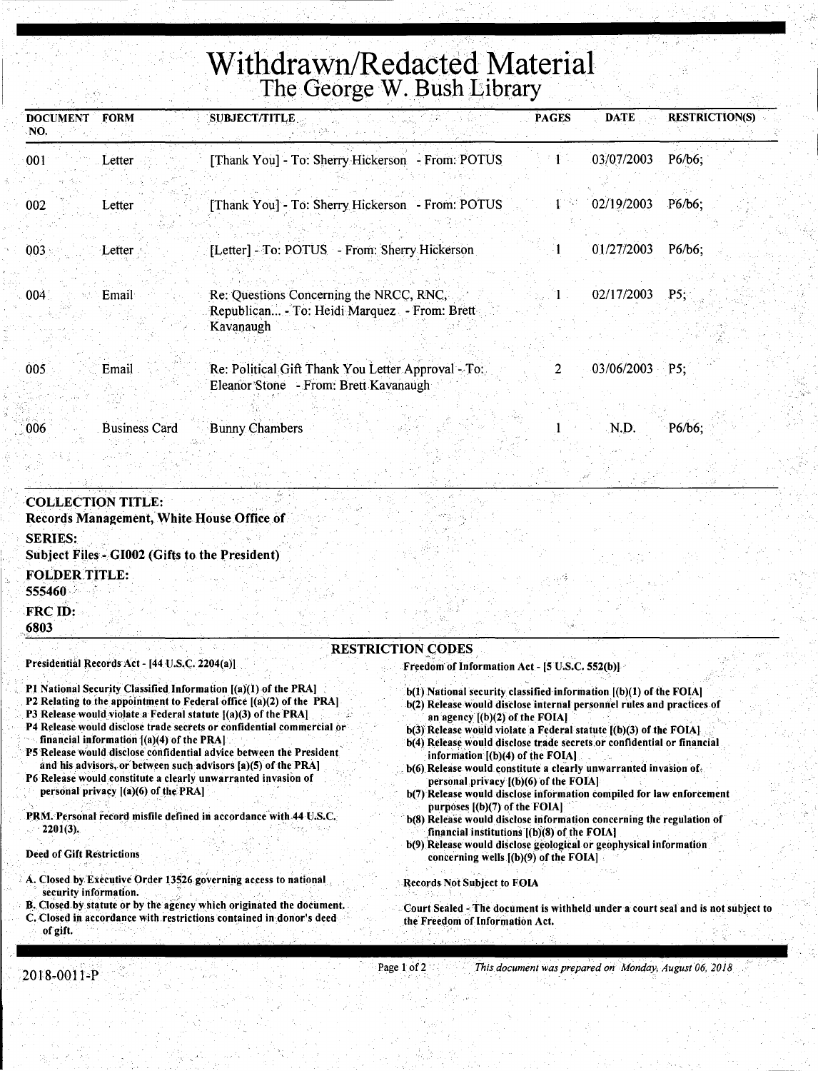# Withdrawn/Redacted Material
## The George W. Bush Library

| DOCUMENT NO. | FORM | SUBJECT/TITLE | PAGES | DATE | RESTRICTION(S) |
|---|---|---|---|---|---|
| 001 | Letter | [Thank You] - To: Sherry Hickerson - From: POTUS | 1 | 03/07/2003 | P6/b6; |
| 002 | Letter | [Thank You] - To: Sherry Hickerson - From: POTUS | 1 | 02/19/2003 | P6/b6; |
| 003 | Letter | [Letter] - To: POTUS - From: Sherry Hickerson | 1 | 01/27/2003 | P6/b6; |
| 004 | Email | Re: Questions Concerning the NRCC, RNC, Republican... - To: Heidi Marquez - From: Brett Kavanaugh | 1 | 02/17/2003 | P5; |
| 005 | Email | Re: Political Gift Thank You Letter Approval - To: Eleanor Stone - From: Brett Kavanaugh | 2 | 03/06/2003 | P5; |
| 006 | Business Card | Bunny Chambers | 1 | N.D. | P6/b6; |

**COLLECTION TITLE:**
**Records Management, White House Office of**

**SERIES:**
**Subject Files - GI002 (Gifts to the President)**

**FOLDER TITLE:**
**555460**

**FRC ID:**
**6803**

### RESTRICTION CODES

**Presidential Records Act - [44 U.S.C. 2204(a)]**

**P1 National Security Classified Information [(a)(1) of the PRA]**
**P2 Relating to the appointment to Federal office [(a)(2) of the PRA]**
**P3 Release would violate a Federal statute [(a)(3) of the PRA]**
**P4 Release would disclose trade secrets or confidential commercial or financial information [(a)(4) of the PRA]**
**P5 Release would disclose confidential advice between the President and his advisors, or between such advisors [a)(5) of the PRA]**
**P6 Release would constitute a clearly unwarranted invasion of personal privacy [(a)(6) of the PRA]**

**PRM. Personal record misfile defined in accordance with 44 U.S.C. 2201(3).**

**Deed of Gift Restrictions**

**A. Closed by Executive Order 13526 governing access to national security information.**
**B. Closed by statute or by the agency which originated the document.**
**C. Closed in accordance with restrictions contained in donor's deed of gift.**

**Freedom of Information Act - [5 U.S.C. 552(b)]**

**b(1) National security classified information [(b)(1) of the FOIA]**
**b(2) Release would disclose internal personnel rules and practices of an agency [(b)(2) of the FOIA]**
**b(3) Release would violate a Federal statute [(b)(3) of the FOIA]**
**b(4) Release would disclose trade secrets or confidential or financial information [(b)(4) of the FOIA]**
**b(6) Release would constitute a clearly unwarranted invasion of personal privacy [(b)(6) of the FOIA]**
**b(7) Release would disclose information compiled for law enforcement purposes [(b)(7) of the FOIA]**
**b(8) Release would disclose information concerning the regulation of financial institutions [(b)(8) of the FOIA]**
**b(9) Release would disclose geological or geophysical information concerning wells [(b)(9) of the FOIA]**

**Records Not Subject to FOIA**

**Court Sealed - The document is withheld under a court seal and is not subject to the Freedom of Information Act.**

2018-0011-P

*This document was prepared on Monday, August 06, 2018*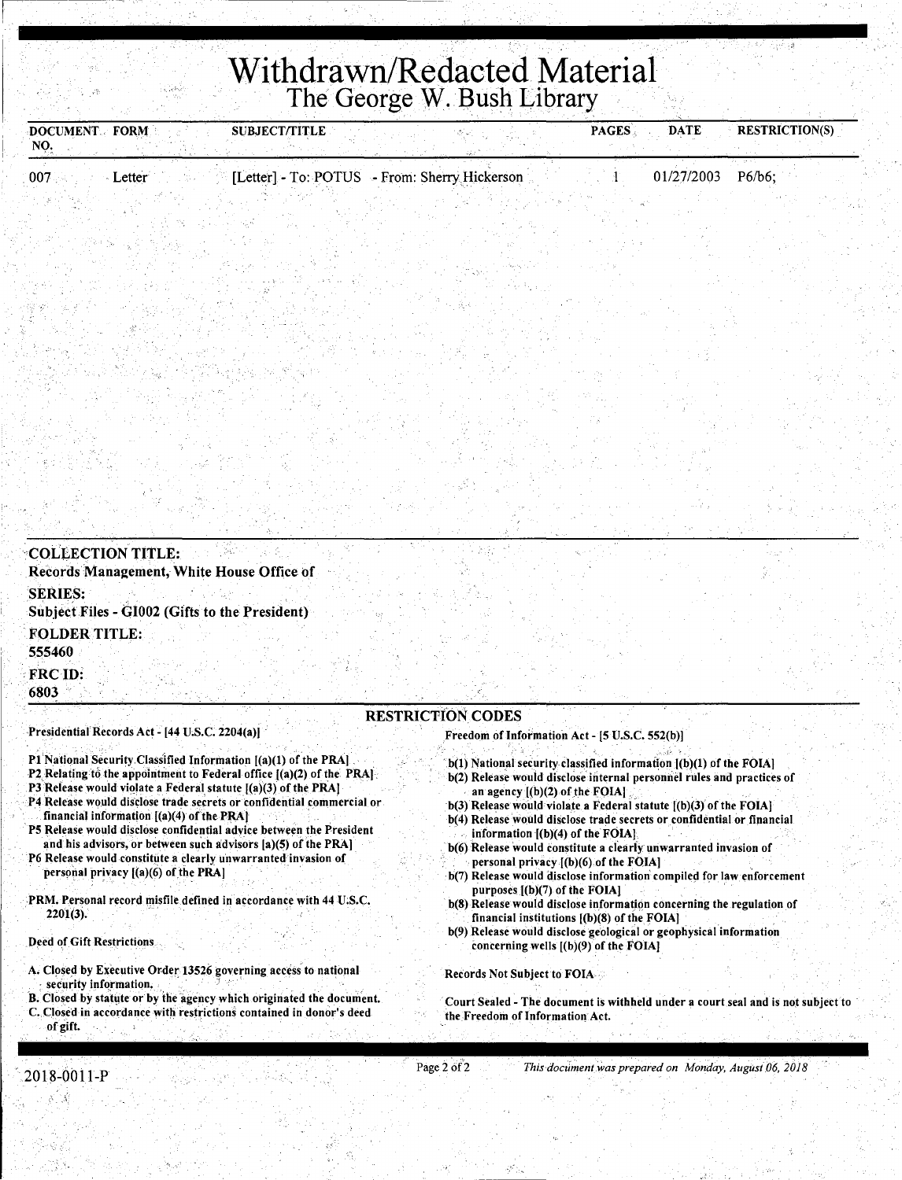# Withdrawn/Redacted Material
## The George W. Bush Library

| DOCUMENT NO. | FORM | SUBJECT/TITLE | PAGES | DATE | RESTRICTION(S) |
|---|---|---|---|---|---|
| 007 | Letter | [Letter] - To: POTUS - From: Sherry Hickerson | 1 | 01/27/2003 | P6/b6; |

**COLLECTION TITLE:**
**Records Management, White House Office of**

**SERIES:**
**Subject Files - GI002 (Gifts to the President)**

**FOLDER TITLE:**
**555460**

**FRC ID:**
**6803**

### RESTRICTION CODES

**Presidential Records Act - [44 U.S.C. 2204(a)]**

- **P1 National Security Classified Information [(a)(1) of the PRA]**
- **P2 Relating to the appointment to Federal office [(a)(2) of the PRA]**
- **P3 Release would violate a Federal statute [(a)(3) of the PRA]**
- **P4 Release would disclose trade secrets or confidential commercial or financial information [(a)(4) of the PRA]**
- **P5 Release would disclose confidential advice between the President and his advisors, or between such advisors [a)(5) of the PRA]**
- **P6 Release would constitute a clearly unwarranted invasion of personal privacy [(a)(6) of the PRA]**

**PRM. Personal record misfile defined in accordance with 44 U.S.C. 2201(3).**

**Deed of Gift Restrictions**

- **A. Closed by Executive Order 13526 governing access to national security information.**
- **B. Closed by statute or by the agency which originated the document.**
- **C. Closed in accordance with restrictions contained in donor's deed of gift.**

**Freedom of Information Act - [5 U.S.C. 552(b)]**

- **b(1) National security classified information [(b)(1) of the FOIA]**
- **b(2) Release would disclose internal personnel rules and practices of an agency [(b)(2) of the FOIA]**
- **b(3) Release would violate a Federal statute [(b)(3) of the FOIA]**
- **b(4) Release would disclose trade secrets or confidential or financial information [(b)(4) of the FOIA]**
- **b(6) Release would constitute a clearly unwarranted invasion of personal privacy [(b)(6) of the FOIA]**
- **b(7) Release would disclose information compiled for law enforcement purposes [(b)(7) of the FOIA]**
- **b(8) Release would disclose information concerning the regulation of financial institutions [(b)(8) of the FOIA]**
- **b(9) Release would disclose geological or geophysical information concerning wells [(b)(9) of the FOIA]**

**Records Not Subject to FOIA**

Court Sealed - The document is withheld under a court seal and is not subject to the Freedom of Information Act.

2018-0011-P

*This document was prepared on Monday, August 06, 2018*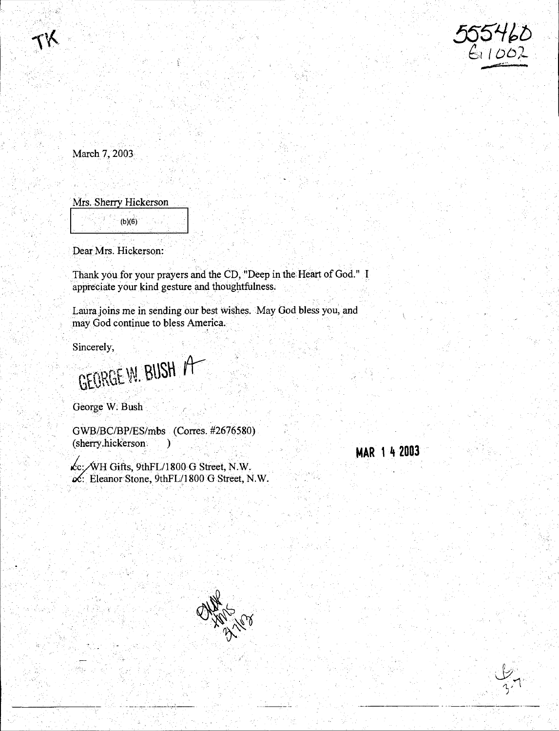TK

555460
611002

March 7, 2003

Mrs. Sherry Hickerson
(b)(6)

Dear Mrs. Hickerson:

Thank you for your prayers and the CD, "Deep in the Heart of God." I appreciate your kind gesture and thoughtfulness.

Laura joins me in sending our best wishes. May God bless you, and may God continue to bless America.

Sincerely,

GEORGE W. BUSH

George W. Bush

GWB/BC/BP/ES/mbs (Corres. #2676580)
(sherry.hickerson )

MAR 14 2003

cc: WH Gifts, 9thFL/1800 G Street, N.W.
cc: Eleanor Stone, 9thFL/1800 G Street, N.W.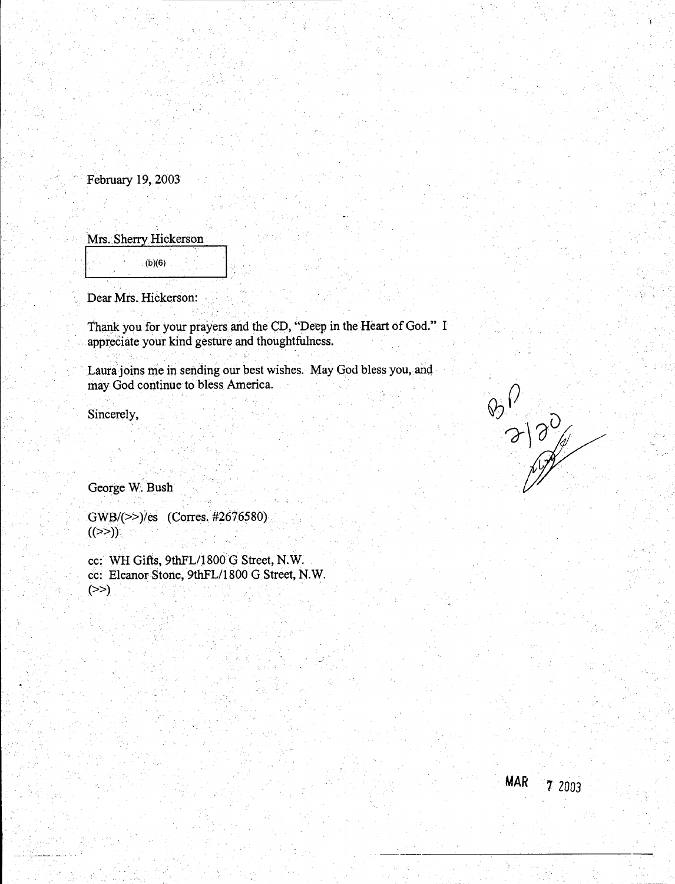February 19, 2003

Mrs. Sherry Hickerson

(b)(6)

Dear Mrs. Hickerson:

Thank you for your prayers and the CD, "Deep in the Heart of God." I appreciate your kind gesture and thoughtfulness.

Laura joins me in sending our best wishes. May God bless you, and may God continue to bless America.

Sincerely,

George W. Bush

GWB/(>>)/es (Corres. #2676580)
((>>))

cc: WH Gifts, 9thFL/1800 G Street, N.W.
cc: Eleanor Stone, 9thFL/1800 G Street, N.W.
(>>)

BP
2/20

MAR 7 2003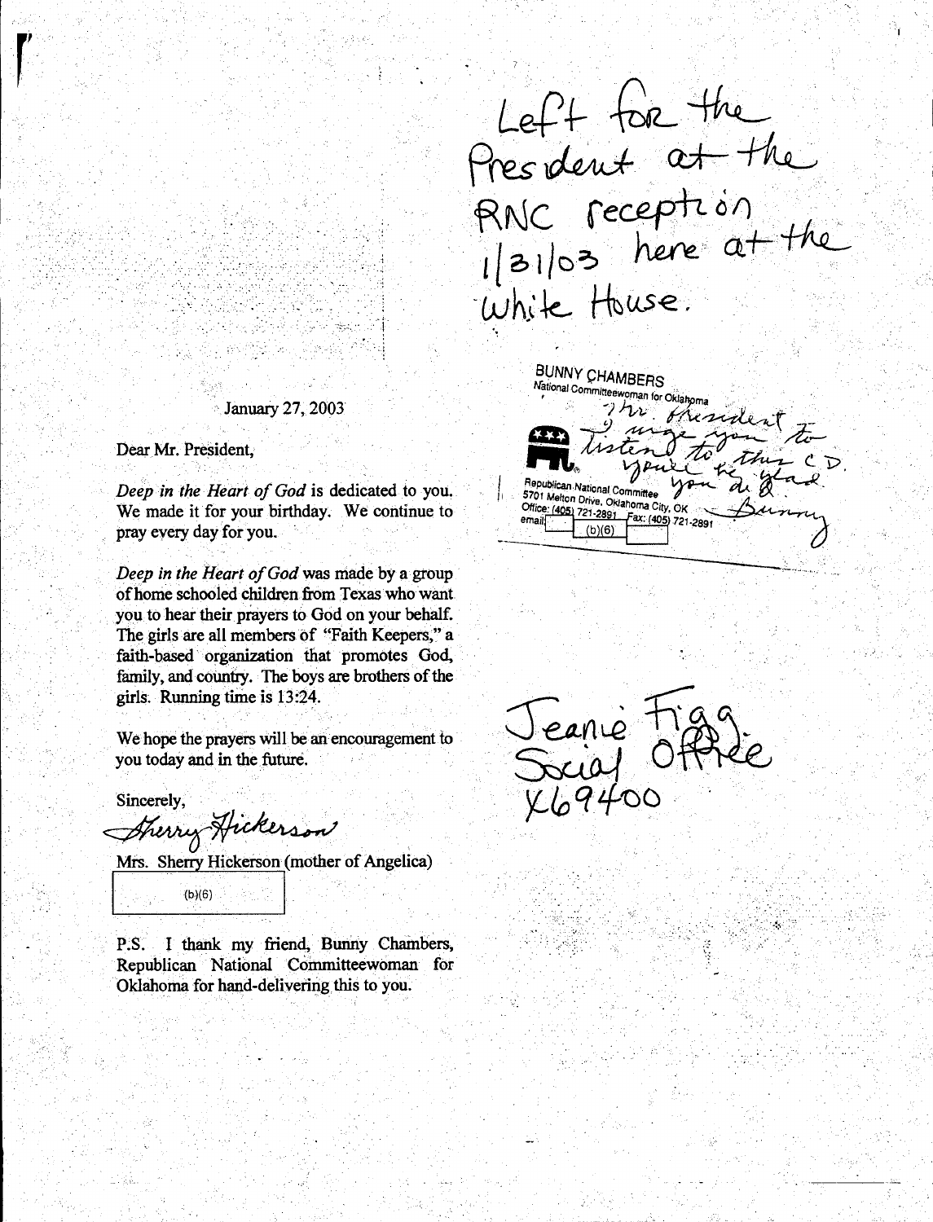Left for the President at the RNC reception 1/31/03 here at the White House.

BUNNY CHAMBERS
National Committeewoman for Oklahoma

Mr. President
I urge you to listen to this CD. You'll be glad you did.
Bunny

Republican National Committee
5701 Melton Drive, Oklahoma City, OK
Office: (405) 721-2891 Fax: (405) 721-2891
email: (b)(6)

January 27, 2003

Dear Mr. President,

*Deep in the Heart of God* is dedicated to you. We made it for your birthday. We continue to pray every day for you.

*Deep in the Heart of God* was made by a group of home schooled children from Texas who want you to hear their prayers to God on your behalf. The girls are all members of "Faith Keepers," a faith-based organization that promotes God, family, and country. The boys are brothers of the girls. Running time is 13:24.

We hope the prayers will be an encouragement to you today and in the future.

Sincerely,

Sherry Hickerson

Mrs. Sherry Hickerson (mother of Angelica)

(b)(6)

P.S. I thank my friend, Bunny Chambers, Republican National Committeewoman for Oklahoma for hand-delivering this to you.

Jeanie Figg
Social Office
X69400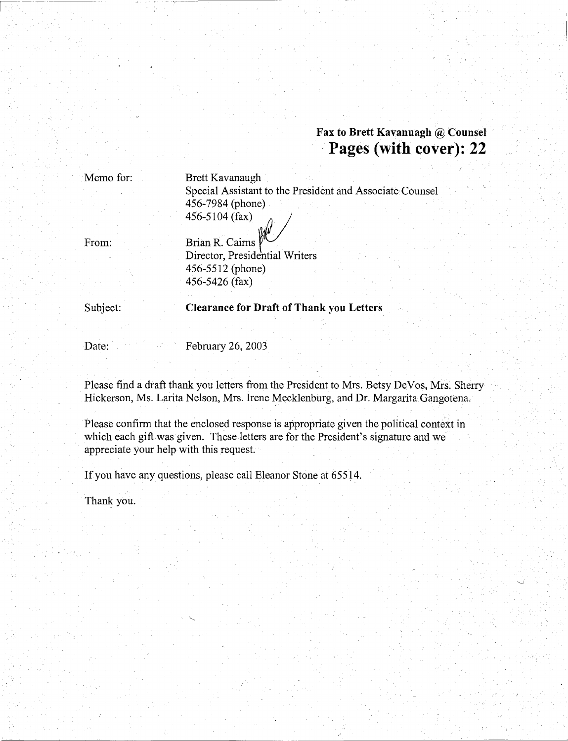**Fax to Brett Kavanuagh @ Counsel**
## Pages (with cover): 22

Memo for: Brett Kavanaugh
Special Assistant to the President and Associate Counsel
456-7984 (phone)
456-5104 (fax)

From: Brian R. Cairns
Director, Presidential Writers
456-5512 (phone)
456-5426 (fax)

Subject: **Clearance for Draft of Thank you Letters**

Date: February 26, 2003

Please find a draft thank you letters from the President to Mrs. Betsy DeVos, Mrs. Sherry Hickerson, Ms. Larita Nelson, Mrs. Irene Mecklenburg, and Dr. Margarita Gangotena.

Please confirm that the enclosed response is appropriate given the political context in which each gift was given. These letters are for the President's signature and we appreciate your help with this request.

If you have any questions, please call Eleanor Stone at 65514.

Thank you.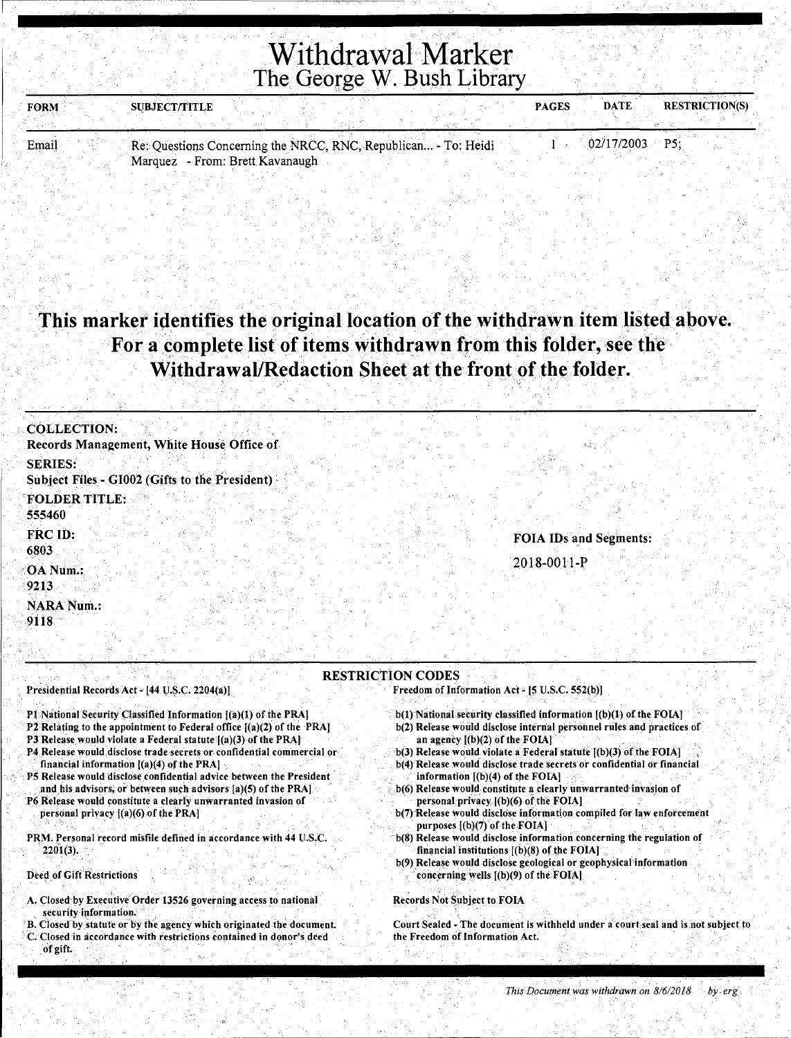# Withdrawal Marker
## The George W. Bush Library

| FORM | SUBJECT/TITLE | PAGES | DATE | RESTRICTION(S) |
|---|---|---|---|---|
| Email | Re: Questions Concerning the NRCC, RNC, Republican... - To: Heidi Marquez - From: Brett Kavanaugh | 1 | 02/17/2003 | P5; |

**This marker identifies the original location of the withdrawn item listed above. For a complete list of items withdrawn from this folder, see the Withdrawal/Redaction Sheet at the front of the folder.**

**COLLECTION:**
Records Management, White House Office of

**SERIES:**
Subject Files - GI002 (Gifts to the President)

**FOLDER TITLE:**
555460

**FRC ID:**
6803

**OA Num.:**
9213

**NARA Num.:**
9118

**FOIA IDs and Segments:**

2018-0011-P

### RESTRICTION CODES

Presidential Records Act - [44 U.S.C. 2204(a)]

P1 National Security Classified Information [(a)(1) of the PRA]
P2 Relating to the appointment to Federal office [(a)(2) of the PRA]
P3 Release would violate a Federal statute [(a)(3) of the PRA]
P4 Release would disclose trade secrets or confidential commercial or financial information [(a)(4) of the PRA]
P5 Release would disclose confidential advice between the President and his advisors, or between such advisors [a)(5) of the PRA]
P6 Release would constitute a clearly unwarranted invasion of personal privacy [(a)(6) of the PRA]

PRM. Personal record misfile defined in accordance with 44 U.S.C. 2201(3).

Deed of Gift Restrictions

A. Closed by Executive Order 13526 governing access to national security information.
B. Closed by statute or by the agency which originated the document.
C. Closed in accordance with restrictions contained in donor's deed of gift.

Freedom of Information Act - [5 U.S.C. 552(b)]

b(1) National security classified information [(b)(1) of the FOIA]
b(2) Release would disclose internal personnel rules and practices of an agency [(b)(2) of the FOIA]
b(3) Release would violate a Federal statute [(b)(3) of the FOIA]
b(4) Release would disclose trade secrets or confidential or financial information [(b)(4) of the FOIA]
b(6) Release would constitute a clearly unwarranted invasion of personal privacy [(b)(6) of the FOIA]
b(7) Release would disclose information compiled for law enforcement purposes [(b)(7) of the FOIA]
b(8) Release would disclose information concerning the regulation of financial institutions [(b)(8) of the FOIA]
b(9) Release would disclose geological or geophysical information concerning wells [(b)(9) of the FOIA]

Records Not Subject to FOIA

Court Sealed - The document is withheld under a court seal and is not subject to the Freedom of Information Act.

*This Document was withdrawn on 8/6/2018 by erg*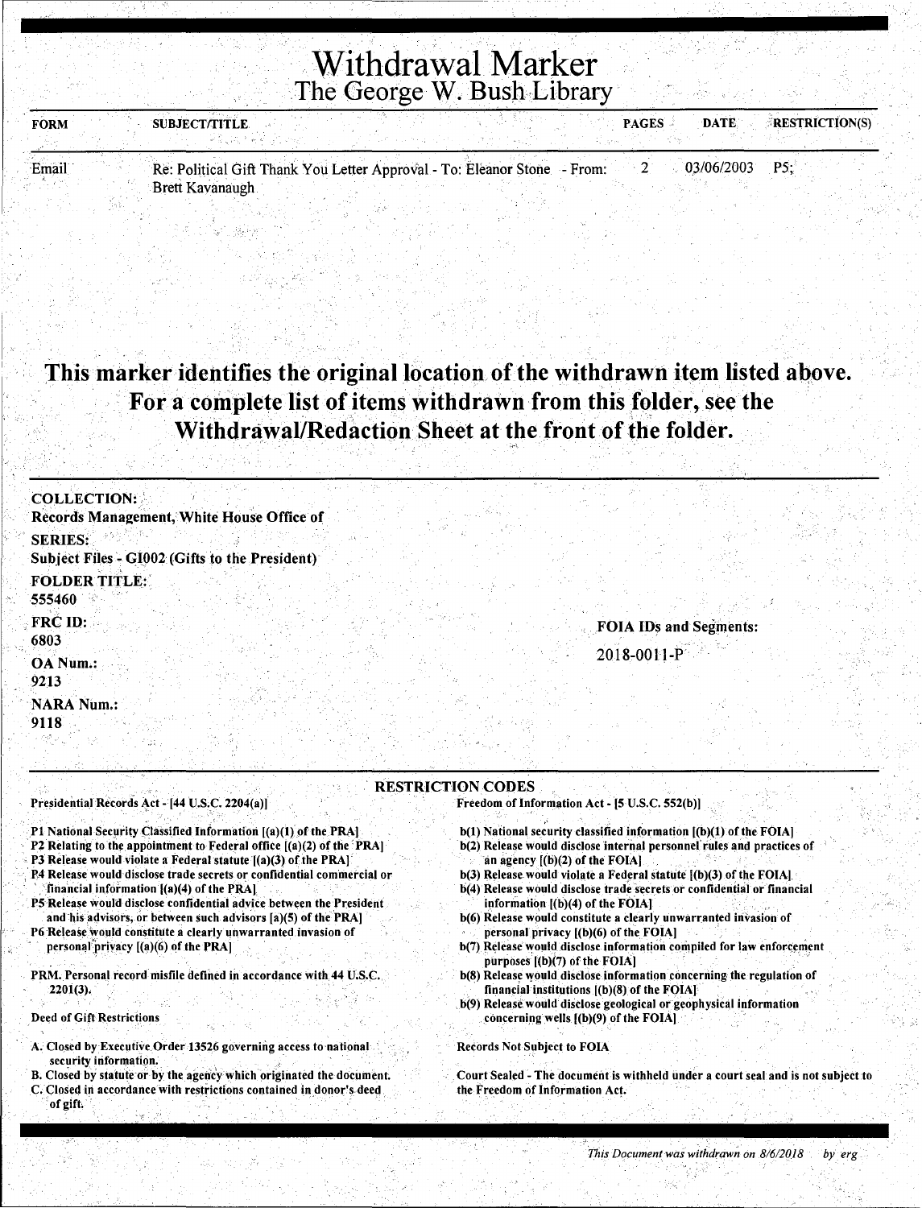# Withdrawal Marker
## The George W. Bush Library

| FORM | SUBJECT/TITLE | PAGES | DATE | RESTRICTION(S) |
|---|---|---|---|---|
| Email | Re: Political Gift Thank You Letter Approval - To: Eleanor Stone - From: Brett Kavanaugh | 2 | 03/06/2003 | P5; |

**This marker identifies the original location of the withdrawn item listed above. For a complete list of items withdrawn from this folder, see the Withdrawal/Redaction Sheet at the front of the folder.**

**COLLECTION:**
Records Management, White House Office of

**SERIES:**
Subject Files - GI002 (Gifts to the President)

**FOLDER TITLE:**
555460

**FRC ID:**
6803

**OA Num.:**
9213

**NARA Num.:**
9118

**FOIA IDs and Segments:**
2018-0011-P

### RESTRICTION CODES

**Presidential Records Act - [44 U.S.C. 2204(a)]**

- P1 National Security Classified Information [(a)(1) of the PRA]
- P2 Relating to the appointment to Federal office [(a)(2) of the PRA]
- P3 Release would violate a Federal statute [(a)(3) of the PRA]
- P4 Release would disclose trade secrets or confidential commercial or financial information [(a)(4) of the PRA]
- P5 Release would disclose confidential advice between the President and his advisors, or between such advisors [a)(5) of the PRA]
- P6 Release would constitute a clearly unwarranted invasion of personal privacy [(a)(6) of the PRA]

PRM. Personal record misfile defined in accordance with 44 U.S.C. 2201(3).

**Deed of Gift Restrictions**

- A. Closed by Executive Order 13526 governing access to national security information.
- B. Closed by statute or by the agency which originated the document.
- C. Closed in accordance with restrictions contained in donor's deed of gift.

**Freedom of Information Act - [5 U.S.C. 552(b)]**

- b(1) National security classified information [(b)(1) of the FOIA]
- b(2) Release would disclose internal personnel rules and practices of an agency [(b)(2) of the FOIA]
- b(3) Release would violate a Federal statute [(b)(3) of the FOIA]
- b(4) Release would disclose trade secrets or confidential or financial information [(b)(4) of the FOIA]
- b(6) Release would constitute a clearly unwarranted invasion of personal privacy [(b)(6) of the FOIA]
- b(7) Release would disclose information compiled for law enforcement purposes [(b)(7) of the FOIA]
- b(8) Release would disclose information concerning the regulation of financial institutions [(b)(8) of the FOIA]
- b(9) Release would disclose geological or geophysical information concerning wells [(b)(9) of the FOIA]

Records Not Subject to FOIA

Court Sealed - The document is withheld under a court seal and is not subject to the Freedom of Information Act.

*This Document was withdrawn on 8/6/2018 by erg*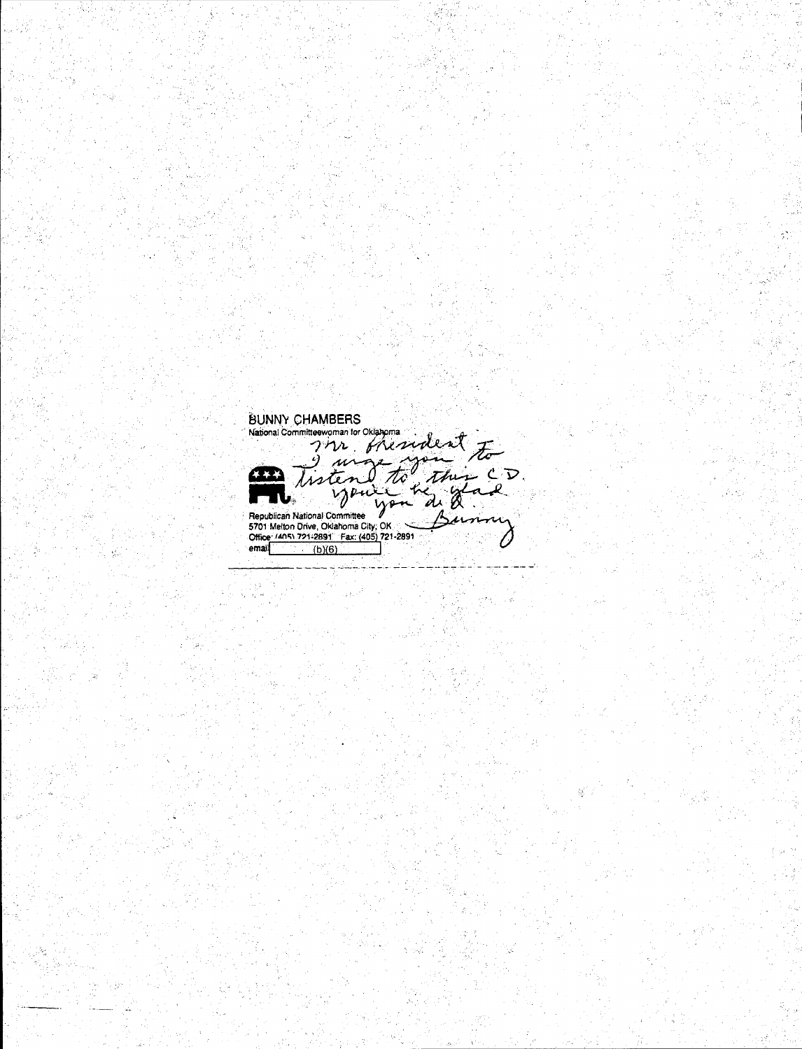**BUNNY CHAMBERS**
National Committeewoman for Oklahoma

Mr. President
I urge you to
listen to this C.D.
You'll be glad
you did.
Bunny

Republican National Committee
5701 Melton Drive, Oklahoma City, OK
Office: (405) 721-2891 Fax: (405) 721-2891
email (b)(6)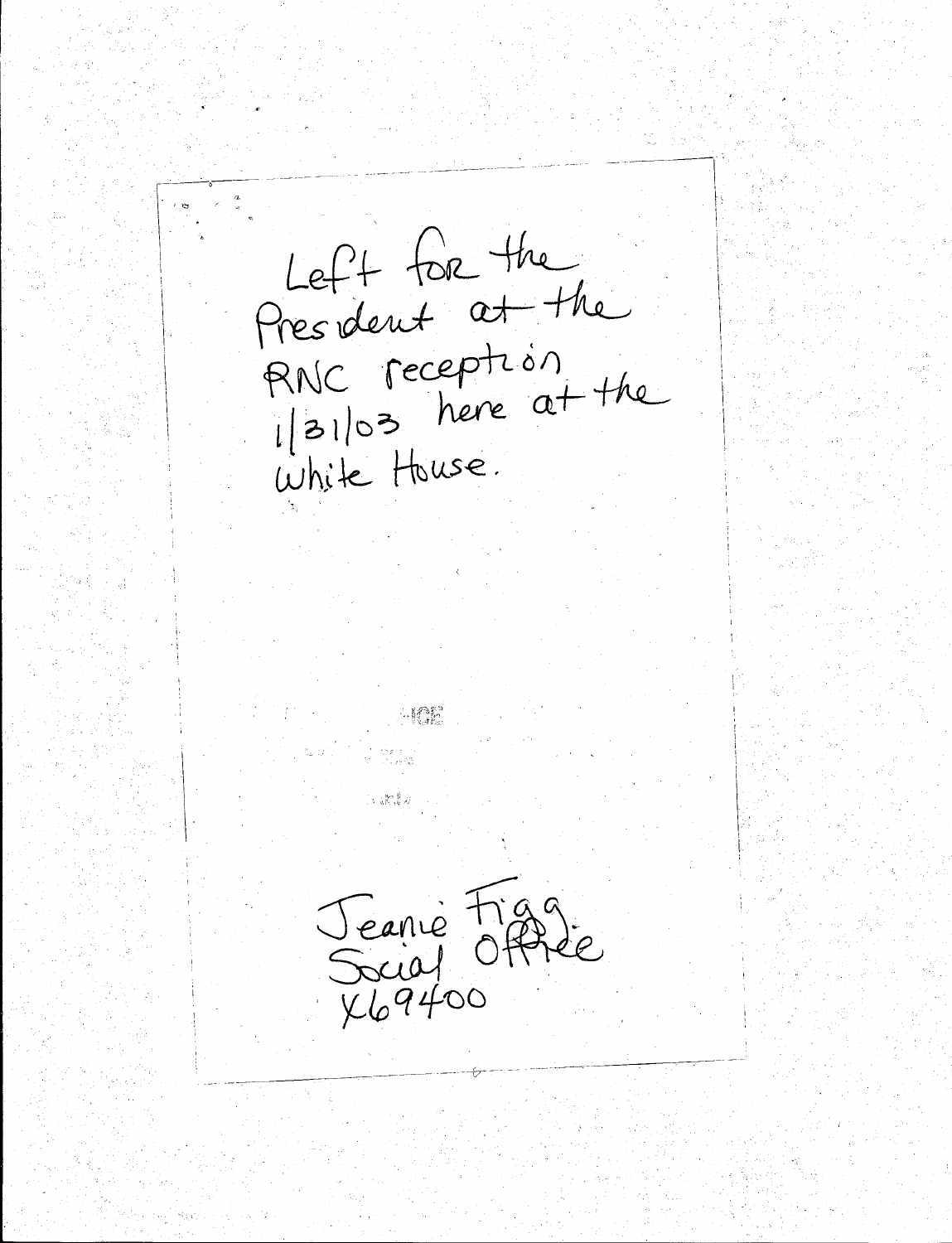Left for the President at the RNC reception 1/31/03 here at the White House.

Jeanie Figg
Social Office
X69400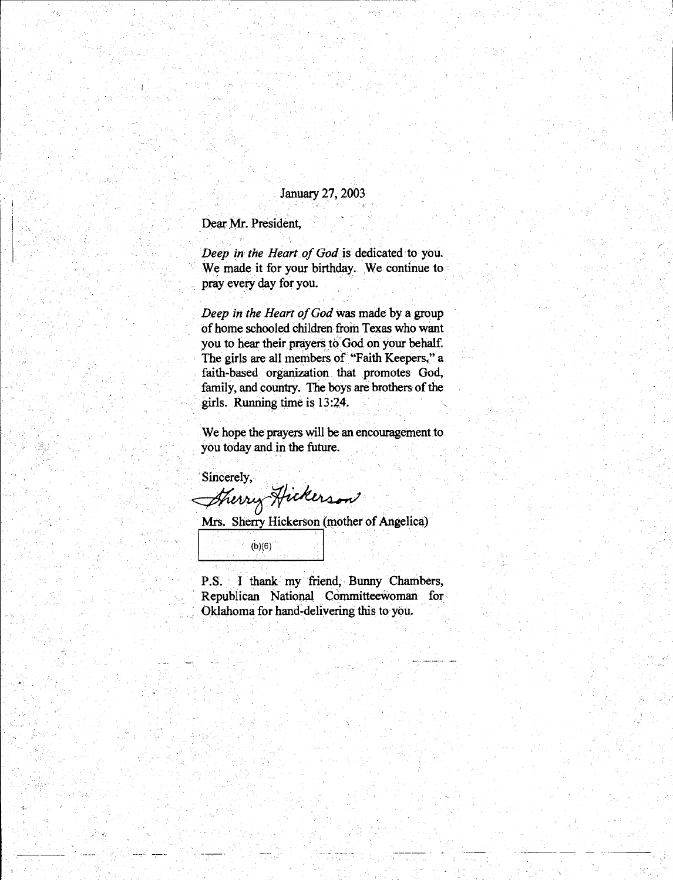January 27, 2003

Dear Mr. President,

*Deep in the Heart of God* is dedicated to you. We made it for your birthday. We continue to pray every day for you.

*Deep in the Heart of God* was made by a group of home schooled children from Texas who want you to hear their prayers to God on your behalf. The girls are all members of "Faith Keepers," a faith-based organization that promotes God, family, and country. The boys are brothers of the girls. Running time is 13:24.

We hope the prayers will be an encouragement to you today and in the future.

Sincerely,

Sherry Hickerson

Mrs. Sherry Hickerson (mother of Angelica)

(b)(6)

P.S. I thank my friend, Bunny Chambers, Republican National Committeewoman for Oklahoma for hand-delivering this to you.